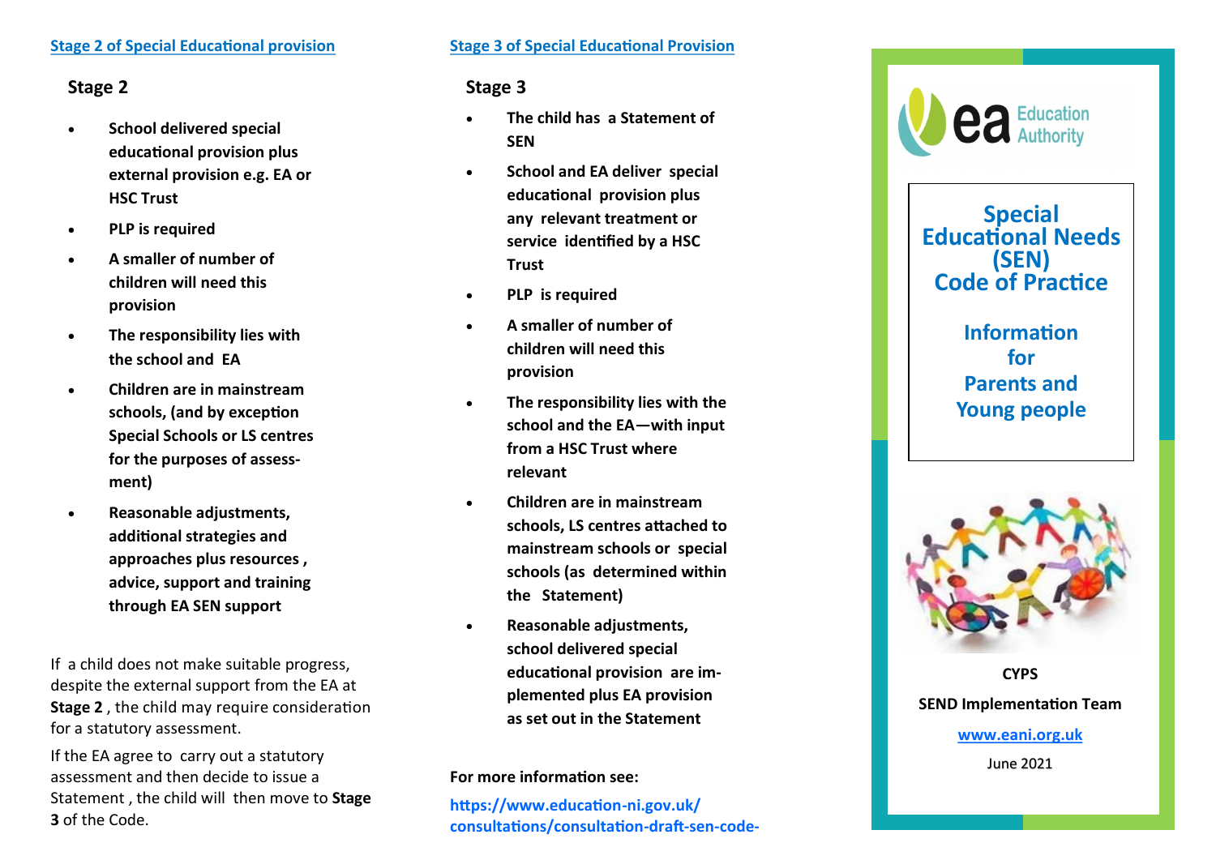[Stage 2 of Special Educational provision](#)

## Stage 2

- **School delivered special educational provision plus external provision e.g. EA or HSC Trust**
- **PLP is required**
- **A smaller of number of children will need this provision**
- **The responsibility lies with the school and EA**
- **Children are in mainstream schools, (and by exception Special Schools or LS centres for the purposes of assessment)**
- **Reasonable adjustments, additional strategies and approaches plus resources , advice, support and training through EA SEN support**

If a child does not make suitable progress, despite the external support from the EA at **Stage 2** , the child may require consideration for a statutory assessment.

If the EA agree to carry out a statutory assessment and then decide to issue a Statement , the child will then move to **Stage 3** of the Code.

[Stage 3 of Special Educational Provision](#)

## Stage 3

- **The child has a Statement of SEN**
- **School and EA deliver special educational provision plus any relevant treatment or service identified by a HSC Trust**
- **PLP is required**
- **A smaller of number of children will need this provision**
- **The responsibility lies with the school and the EA—with input from a HSC Trust where relevant**
- **Children are in mainstream schools, LS centres attached to mainstream schools or special schools (as determined within the Statement)**
- **Reasonable adjustments, school delivered special educational provision are implemented plus EA provision as set out in the Statement**

**For more information see:**

https://www.education-ni.gov.uk/consultations/consultation-draft-sen-code-

ea Education Authority

# Special Educational Needs (SEN) Code of Practice

## Information for Parents and Young people

**CYPS**

**SEND Implementation Team**

**www.eani.org.uk**

June 2021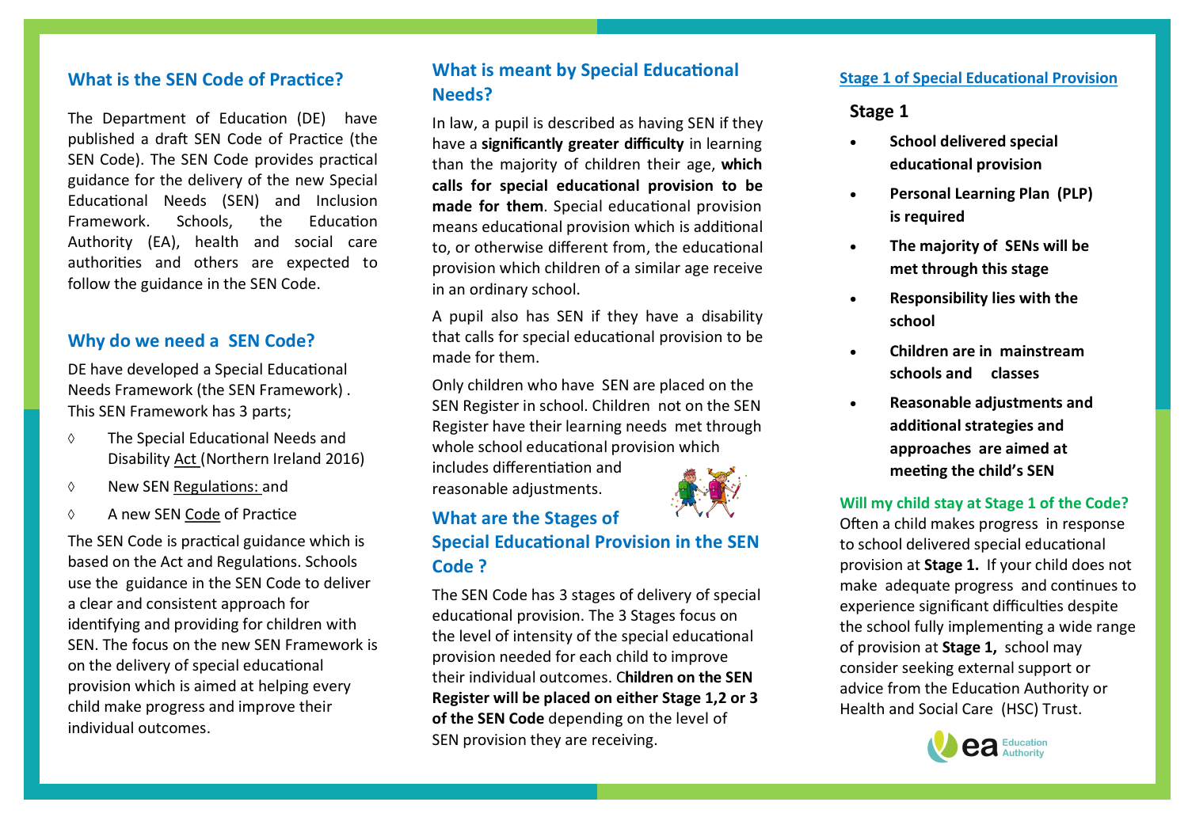## What is the SEN Code of Practice?

The Department of Education (DE) have published a draft SEN Code of Practice (the SEN Code). The SEN Code provides practical guidance for the delivery of the new Special Educational Needs (SEN) and Inclusion Framework. Schools, the Education Authority (EA), health and social care authorities and others are expected to follow the guidance in the SEN Code.

## Why do we need a SEN Code?

DE have developed a Special Educational Needs Framework (the SEN Framework) . This SEN Framework has 3 parts;

- The Special Educational Needs and Disability Act (Northern Ireland 2016)
- New SEN Regulations: and
- A new SEN Code of Practice

The SEN Code is practical guidance which is based on the Act and Regulations. Schools use the guidance in the SEN Code to deliver a clear and consistent approach for identifying and providing for children with SEN. The focus on the new SEN Framework is on the delivery of special educational provision which is aimed at helping every child make progress and improve their individual outcomes.

## What is meant by Special Educational Needs?

In law, a pupil is described as having SEN if they have a **significantly greater difficulty** in learning than the majority of children their age, **which calls for special educational provision to be made for them**. Special educational provision means educational provision which is additional to, or otherwise different from, the educational provision which children of a similar age receive in an ordinary school.

A pupil also has SEN if they have a disability that calls for special educational provision to be made for them.

Only children who have SEN are placed on the SEN Register in school. Children not on the SEN Register have their learning needs met through whole school educational provision which includes differentiation and reasonable adjustments.

## What are the Stages of Special Educational Provision in the SEN Code ?

The SEN Code has 3 stages of delivery of special educational provision. The 3 Stages focus on the level of intensity of the special educational provision needed for each child to improve their individual outcomes. C**hildren on the SEN Register will be placed on either Stage 1,2 or 3 of the SEN Code** depending on the level of SEN provision they are receiving.

## Stage 1 of Special Educational Provision

### Stage 1

- **School delivered special educational provision**
- **Personal Learning Plan (PLP) is required**
- **The majority of SENs will be met through this stage**
- **Responsibility lies with the school**
- **Children are in mainstream schools and classes**
- **Reasonable adjustments and additional strategies and approaches are aimed at meeting the child's SEN**

### Will my child stay at Stage 1 of the Code?

Often a child makes progress in response to school delivered special educational provision at **Stage 1.** If your child does not make adequate progress and continues to experience significant difficulties despite the school fully implementing a wide range of provision at **Stage 1,** school may consider seeking external support or advice from the Education Authority or Health and Social Care (HSC) Trust.

ea Education Authority